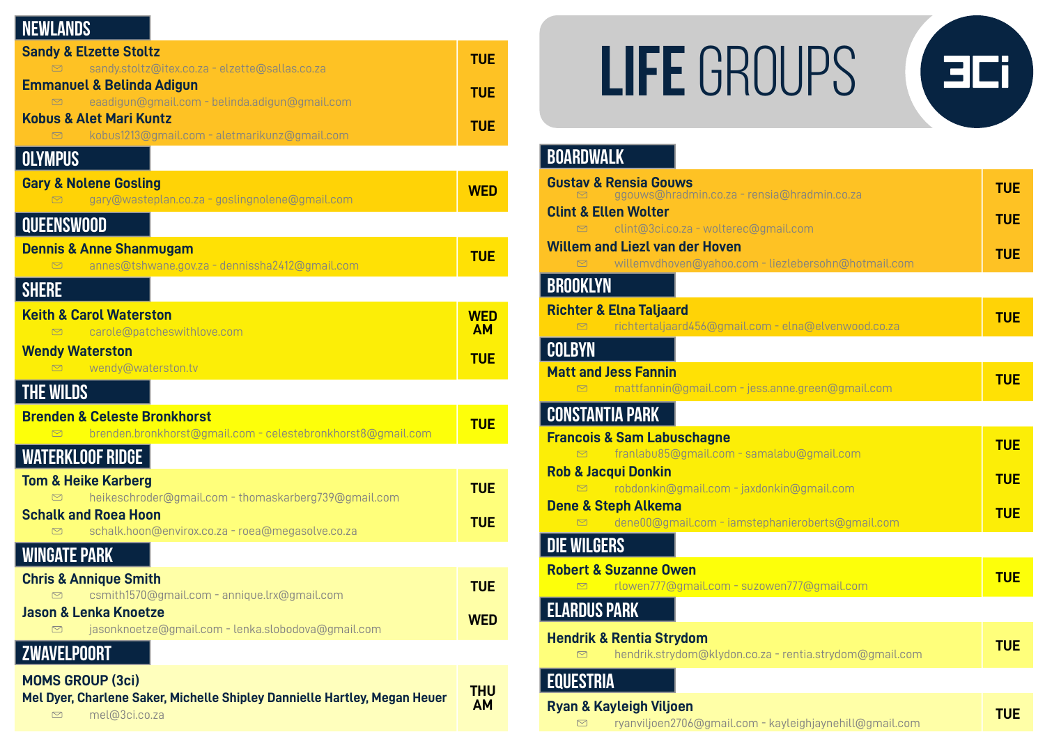# LIFE GROUPS

3Ci

## NEWLANDS

| | |
|---|---|
| **Sandy & Elzette Stoltz**<br>sandy.stoltz@itex.co.za - elzette@sallas.co.za | TUE |
| **Emmanuel & Belinda Adigun**<br>eaadigun@gmail.com - belinda.adigun@gmail.com | TUE |
| **Kobus & Alet Mari Kuntz**<br>kobus1213@gmail.com - aletmarikunz@gmail.com | TUE |

## OLYMPUS

| | |
|---|---|
| **Gary & Nolene Gosling**<br>gary@wasteplan.co.za - goslingnolene@gmail.com | WED |

## QUEENSWOOD

| | |
|---|---|
| **Dennis & Anne Shanmugam**<br>annes@tshwane.gov.za - dennissha2412@gmail.com | TUE |

## SHERE

| | |
|---|---|
| **Keith & Carol Waterston**<br>carole@patcheswithlove.com | WED AM |
| **Wendy Waterston**<br>wendy@waterston.tv | TUE |

## THE WILDS

| | |
|---|---|
| **Brenden & Celeste Bronkhorst**<br>brenden.bronkhorst@gmail.com - celestebronkhorst8@gmail.com | TUE |

## WATERKLOOF RIDGE

| | |
|---|---|
| **Tom & Heike Karberg**<br>heikeschroder@gmail.com - thomaskarberg739@gmail.com | TUE |
| **Schalk and Roea Hoon**<br>schalk.hoon@envirox.co.za - roea@megasolve.co.za | TUE |

## WINGATE PARK

| | |
|---|---|
| **Chris & Annique Smith**<br>csmith1570@gmail.com - annique.lrx@gmail.com | TUE |
| **Jason & Lenka Knoetze**<br>jasonknoetze@gmail.com - lenka.slobodova@gmail.com | WED |

## ZWAVELPOORT

| | |
|---|---|
| **MOMS GROUP (3ci)**<br>**Mel Dyer, Charlene Saker, Michelle Shipley Dannielle Hartley, Megan Heuer**<br>mel@3ci.co.za | THU AM |

## BOARDWALK

| | |
|---|---|
| **Gustav & Rensia Gouws**<br>ggouws@hradmin.co.za - rensia@hradmin.co.za | TUE |
| **Clint & Ellen Wolter**<br>clint@3ci.co.za - wolterec@gmail.com | TUE |
| **Willem and Liezl van der Hoven**<br>willemvdhoven@yahoo.com - liezlebersohn@hotmail.com | TUE |

## BROOKLYN

| | |
|---|---|
| **Richter & Elna Taljaard**<br>richtertaljaard456@gmail.com - elna@elvenwood.co.za | TUE |

## COLBYN

| | |
|---|---|
| **Matt and Jess Fannin**<br>mattfannin@gmail.com - jess.anne.green@gmail.com | TUE |

## CONSTANTIA PARK

| | |
|---|---|
| **Francois & Sam Labuschagne**<br>franlabu85@gmail.com - samalabu@gmail.com | TUE |
| **Rob & Jacqui Donkin**<br>robdonkin@gmail.com - jaxdonkin@gmail.com | TUE |
| **Dene & Steph Alkema**<br>dene00@gmail.com - iamstephanieroberts@gmail.com | TUE |

## DIE WILGERS

| | |
|---|---|
| **Robert & Suzanne Owen**<br>rlowen777@gmail.com - suzowen777@gmail.com | TUE |

## ELARDUS PARK

| | |
|---|---|
| **Hendrik & Rentia Strydom**<br>hendrik.strydom@klydon.co.za - rentia.strydom@gmail.com | TUE |

## EQUESTRIA

| | |
|---|---|
| **Ryan & Kayleigh Viljoen**<br>ryanviljoen2706@gmail.com - kayleighjaynehill@gmail.com | TUE |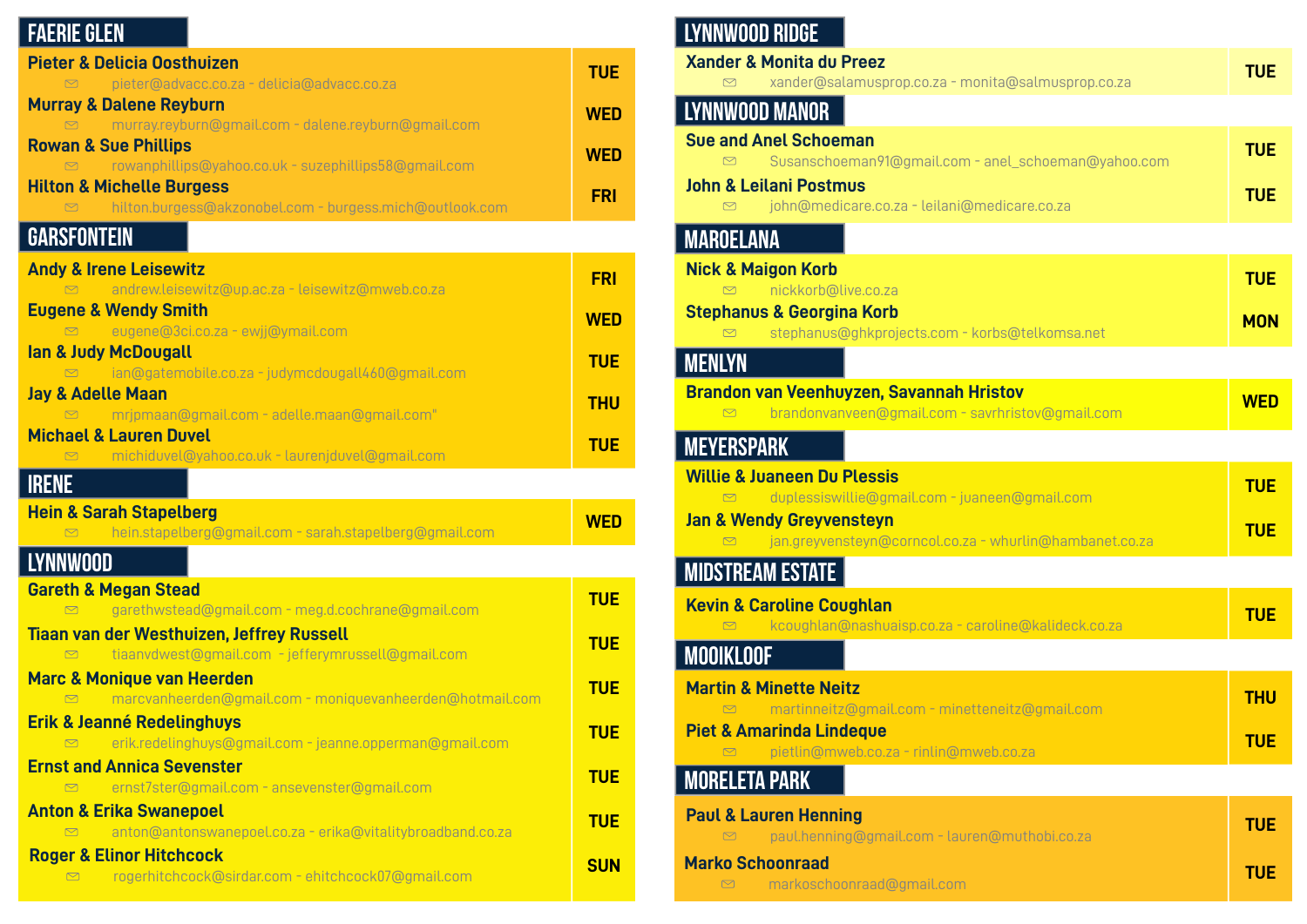## FAERIE GLEN

| | |
|---|---|
| **Pieter & Delicia Oosthuizen**<br>pieter@advacc.co.za - delicia@advacc.co.za | TUE |
| **Murray & Dalene Reyburn**<br>murray.reyburn@gmail.com - dalene.reyburn@gmail.com | WED |
| **Rowan & Sue Phillips**<br>rowanphillips@yahoo.co.uk - suzephillips58@gmail.com | WED |
| **Hilton & Michelle Burgess**<br>hilton.burgess@akzonobel.com - burgess.mich@outlook.com | FRI |

## GARSFONTEIN

| | |
|---|---|
| **Andy & Irene Leisewitz**<br>andrew.leisewitz@up.ac.za - leisewitz@mweb.co.za | FRI |
| **Eugene & Wendy Smith**<br>eugene@3ci.co.za - ewjj@ymail.com | WED |
| **Ian & Judy McDougall**<br>ian@gatemobile.co.za - judymcdougall460@gmail.com | TUE |
| **Jay & Adelle Maan**<br>mrjpmaan@gmail.com - adelle.maan@gmail.com" | THU |
| **Michael & Lauren Duvel**<br>michiduvel@yahoo.co.uk - laurenjduvel@gmail.com | TUE |

## IRENE

| | |
|---|---|
| **Hein & Sarah Stapelberg**<br>hein.stapelberg@gmail.com - sarah.stapelberg@gmail.com | WED |

## LYNNWOOD

| | |
|---|---|
| **Gareth & Megan Stead**<br>garethwstead@gmail.com - meg.d.cochrane@gmail.com | TUE |
| **Tiaan van der Westhuizen, Jeffrey Russell**<br>tiaanvdwest@gmail.com - jefferymrussell@gmail.com | TUE |
| **Marc & Monique van Heerden**<br>marcvanheerden@gmail.com - moniquevanheerden@hotmail.com | TUE |
| **Erik & Jeanné Redelinghuys**<br>erik.redelinghuys@gmail.com - jeanne.opperman@gmail.com | TUE |
| **Ernst and Annica Sevenster**<br>ernst7ster@gmail.com - ansevenster@gmail.com | TUE |
| **Anton & Erika Swanepoel**<br>anton@antonswanepoel.co.za - erika@vitalitybroadband.co.za | TUE |
| **Roger & Elinor Hitchcock**<br>rogerhitchcock@sirdar.com - ehitchcock07@gmail.com | SUN |

## LYNNWOOD RIDGE

| | |
|---|---|
| **Xander & Monita du Preez**<br>xander@salamusprop.co.za - monita@salmusprop.co.za | TUE |

## LYNNWOOD MANOR

| | |
|---|---|
| **Sue and Anel Schoeman**<br>Susanschoeman91@gmail.com - anel_schoeman@yahoo.com | TUE |
| **John & Leilani Postmus**<br>john@medicare.co.za - leilani@medicare.co.za | TUE |

## MAROELANA

| | |
|---|---|
| **Nick & Maigon Korb**<br>nickkorb@live.co.za | TUE |
| **Stephanus & Georgina Korb**<br>stephanus@ghkprojects.com - korbs@telkomsa.net | MON |

## MENLYN

| | |
|---|---|
| **Brandon van Veenhuyzen, Savannah Hristov**<br>brandonvanveen@gmail.com - savrhristov@gmail.com | WED |

## MEYERSPARK

| | |
|---|---|
| **Willie & Juaneen Du Plessis**<br>duplessiswillie@gmail.com - juaneen@gmail.com | TUE |
| **Jan & Wendy Greyvensteyn**<br>jan.greyvensteyn@corncol.co.za - whurlin@hambanet.co.za | TUE |

## MIDSTREAM ESTATE

| | |
|---|---|
| **Kevin & Caroline Coughlan**<br>kcoughlan@nashuaisp.co.za - caroline@kalideck.co.za | TUE |

## MOOIKLOOF

| | |
|---|---|
| **Martin & Minette Neitz**<br>martinneitz@gmail.com - minetteneitz@gmail.com | THU |
| **Piet & Amarinda Lindeque**<br>pietlin@mweb.co.za - rinlin@mweb.co.za | TUE |

## MORELETA PARK

| | |
|---|---|
| **Paul & Lauren Henning**<br>paul.henning@gmail.com - lauren@muthobi.co.za | TUE |
| **Marko Schoonraad**<br>markoschoonraad@gmail.com | TUE |